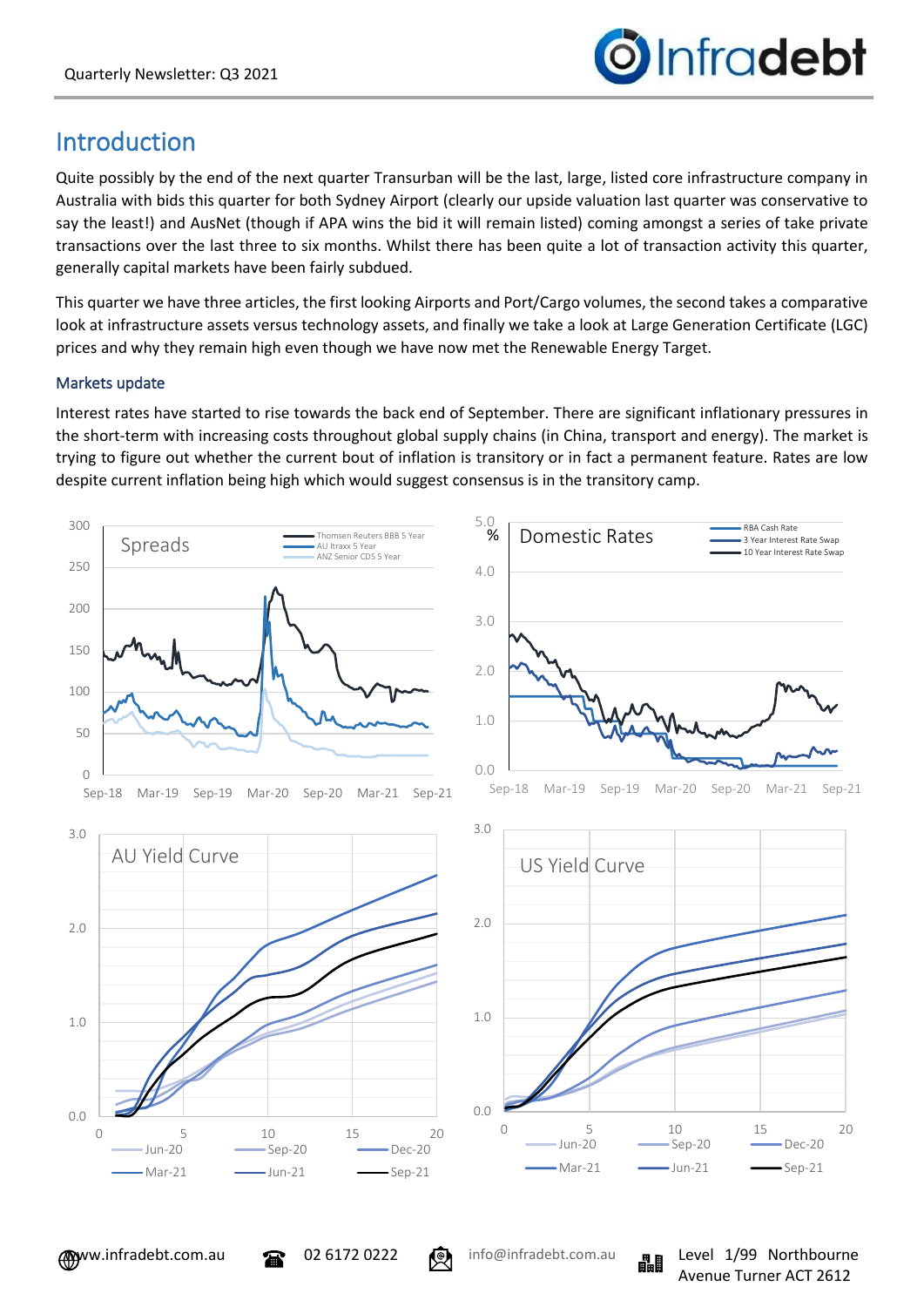# Introduction

Quite possibly by the end of the next quarter Transurban will be the last, large, listed core infrastructure company in Australia with bids this quarter for both Sydney Airport (clearly our upside valuation last quarter was conservative to say the least!) and AusNet (though if APA wins the bid it will remain listed) coming amongst a series of take private transactions over the last three to six months. Whilst there has been quite a lot of transaction activity this quarter, generally capital markets have been fairly subdued.

This quarter we have three articles, the first looking Airports and Port/Cargo volumes, the second takes a comparative look at infrastructure assets versus technology assets, and finally we take a look at Large Generation Certificate (LGC) prices and why they remain high even though we have now met the Renewable Energy Target.

### Markets update

Interest rates have started to rise towards the back end of September. There are significant inflationary pressures in the short-term with increasing costs throughout global supply chains (in China, transport and energy). The market is trying to figure out whether the current bout of inflation is transitory or in fact a permanent feature. Rates are low despite current inflation being high which would suggest consensus is in the transitory camp.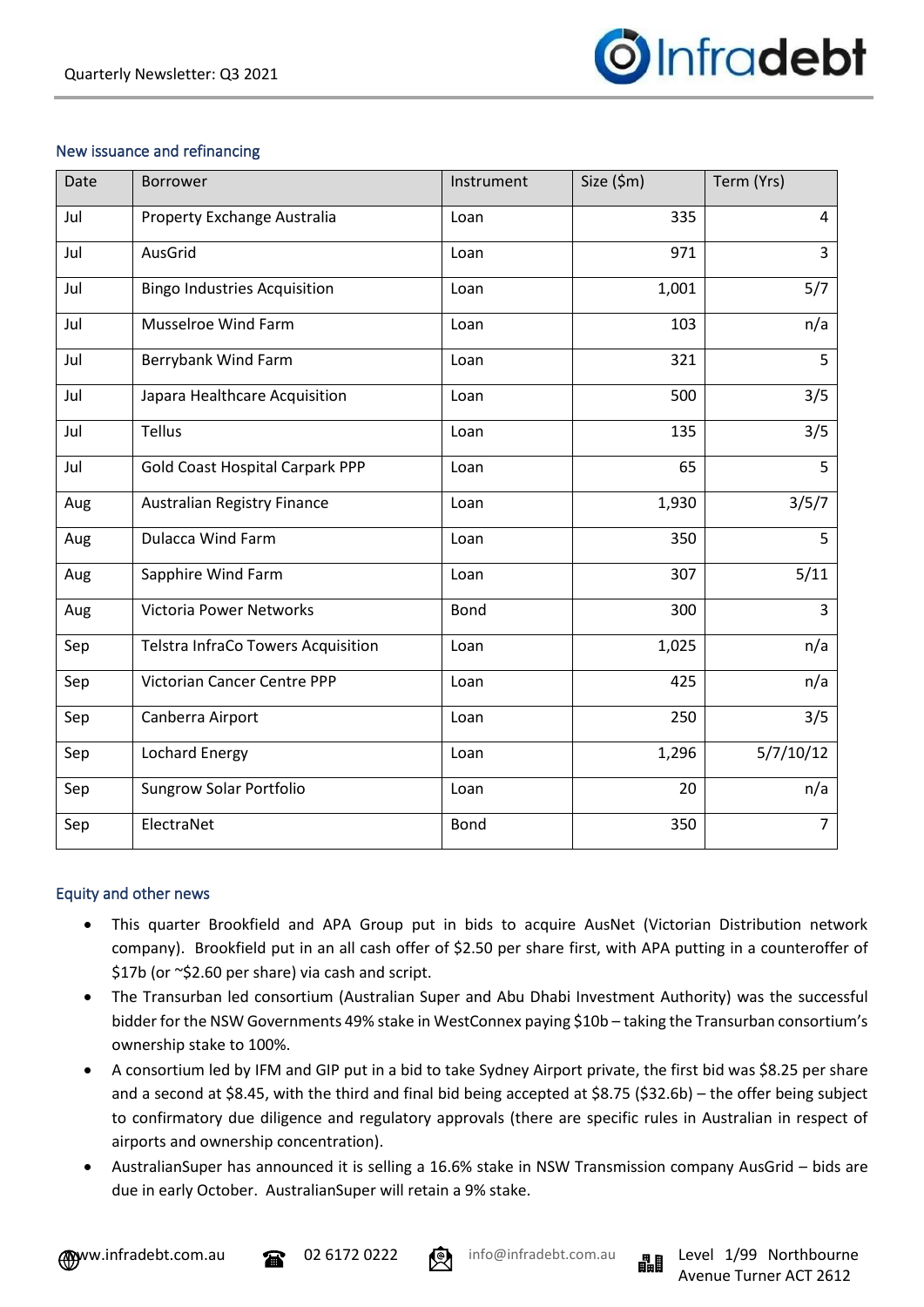## New issuance and refinancing

| Date | Borrower | Instrument | Size ($m) | Term (Yrs) |
|---|---|---|---|---|
| Jul | Property Exchange Australia | Loan | 335 | 4 |
| Jul | AusGrid | Loan | 971 | 3 |
| Jul | Bingo Industries Acquisition | Loan | 1,001 | 5/7 |
| Jul | Musselroe Wind Farm | Loan | 103 | n/a |
| Jul | Berrybank Wind Farm | Loan | 321 | 5 |
| Jul | Japara Healthcare Acquisition | Loan | 500 | 3/5 |
| Jul | Tellus | Loan | 135 | 3/5 |
| Jul | Gold Coast Hospital Carpark PPP | Loan | 65 | 5 |
| Aug | Australian Registry Finance | Loan | 1,930 | 3/5/7 |
| Aug | Dulacca Wind Farm | Loan | 350 | 5 |
| Aug | Sapphire Wind Farm | Loan | 307 | 5/11 |
| Aug | Victoria Power Networks | Bond | 300 | 3 |
| Sep | Telstra InfraCo Towers Acquisition | Loan | 1,025 | n/a |
| Sep | Victorian Cancer Centre PPP | Loan | 425 | n/a |
| Sep | Canberra Airport | Loan | 250 | 3/5 |
| Sep | Lochard Energy | Loan | 1,296 | 5/7/10/12 |
| Sep | Sungrow Solar Portfolio | Loan | 20 | n/a |
| Sep | ElectraNet | Bond | 350 | 7 |

## Equity and other news

- This quarter Brookfield and APA Group put in bids to acquire AusNet (Victorian Distribution network company). Brookfield put in an all cash offer of $2.50 per share first, with APA putting in a counteroffer of $17b (or ~$2.60 per share) via cash and script.
- The Transurban led consortium (Australian Super and Abu Dhabi Investment Authority) was the successful bidder for the NSW Governments 49% stake in WestConnex paying $10b – taking the Transurban consortium's ownership stake to 100%.
- A consortium led by IFM and GIP put in a bid to take Sydney Airport private, the first bid was $8.25 per share and a second at $8.45, with the third and final bid being accepted at $8.75 ($32.6b) – the offer being subject to confirmatory due diligence and regulatory approvals (there are specific rules in Australian in respect of airports and ownership concentration).
- AustralianSuper has announced it is selling a 16.6% stake in NSW Transmission company AusGrid – bids are due in early October. AustralianSuper will retain a 9% stake.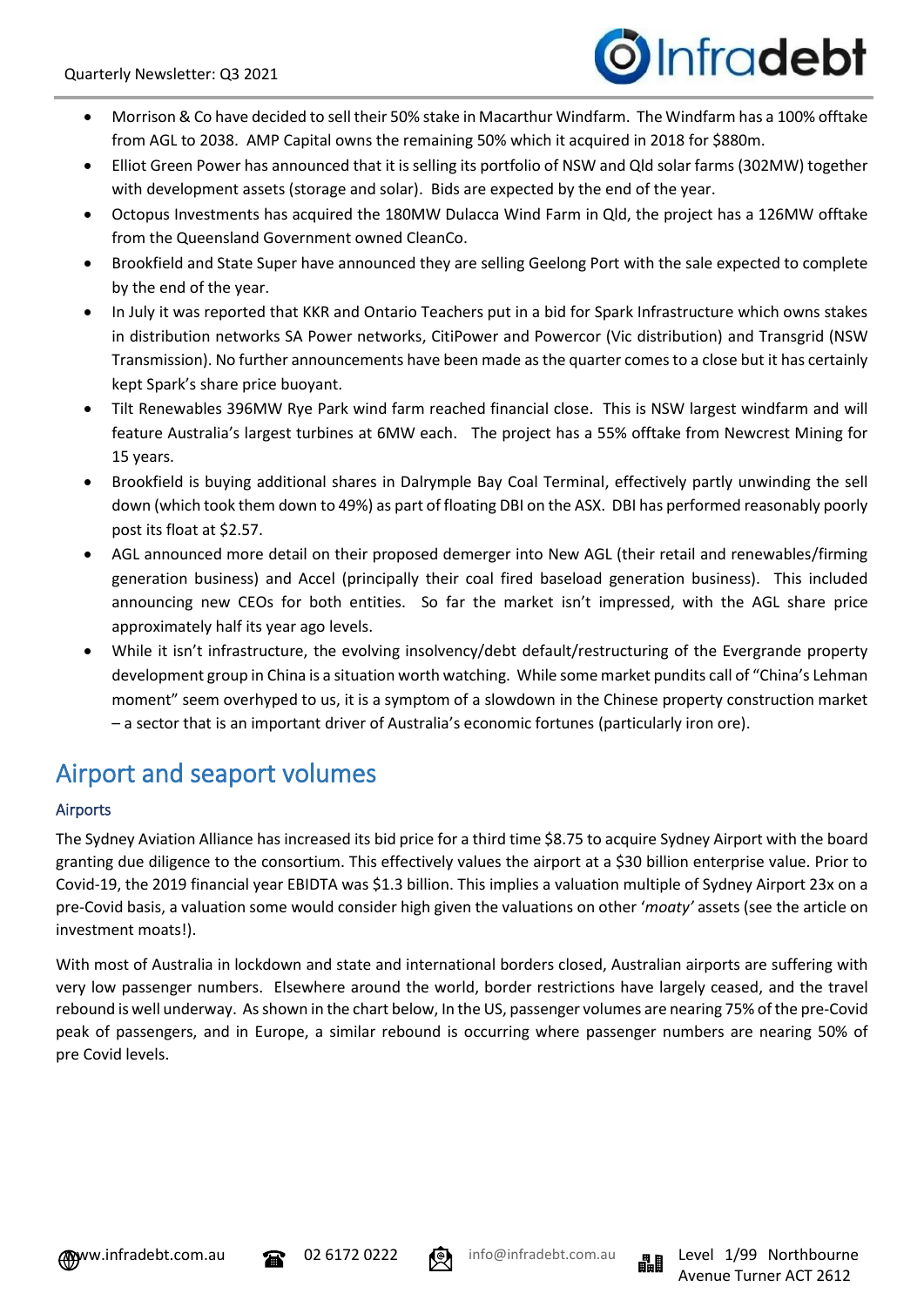- Morrison & Co have decided to sell their 50% stake in Macarthur Windfarm. The Windfarm has a 100% offtake from AGL to 2038. AMP Capital owns the remaining 50% which it acquired in 2018 for $880m.
- Elliot Green Power has announced that it is selling its portfolio of NSW and Qld solar farms (302MW) together with development assets (storage and solar). Bids are expected by the end of the year.
- Octopus Investments has acquired the 180MW Dulacca Wind Farm in Qld, the project has a 126MW offtake from the Queensland Government owned CleanCo.
- Brookfield and State Super have announced they are selling Geelong Port with the sale expected to complete by the end of the year.
- In July it was reported that KKR and Ontario Teachers put in a bid for Spark Infrastructure which owns stakes in distribution networks SA Power networks, CitiPower and Powercor (Vic distribution) and Transgrid (NSW Transmission). No further announcements have been made as the quarter comes to a close but it has certainly kept Spark's share price buoyant.
- Tilt Renewables 396MW Rye Park wind farm reached financial close. This is NSW largest windfarm and will feature Australia's largest turbines at 6MW each. The project has a 55% offtake from Newcrest Mining for 15 years.
- Brookfield is buying additional shares in Dalrymple Bay Coal Terminal, effectively partly unwinding the sell down (which took them down to 49%) as part of floating DBI on the ASX. DBI has performed reasonably poorly post its float at $2.57.
- AGL announced more detail on their proposed demerger into New AGL (their retail and renewables/firming generation business) and Accel (principally their coal fired baseload generation business). This included announcing new CEOs for both entities. So far the market isn't impressed, with the AGL share price approximately half its year ago levels.
- While it isn't infrastructure, the evolving insolvency/debt default/restructuring of the Evergrande property development group in China is a situation worth watching. While some market pundits call of "China's Lehman moment" seem overhyped to us, it is a symptom of a slowdown in the Chinese property construction market – a sector that is an important driver of Australia's economic fortunes (particularly iron ore).

# Airport and seaport volumes

## Airports

The Sydney Aviation Alliance has increased its bid price for a third time $8.75 to acquire Sydney Airport with the board granting due diligence to the consortium. This effectively values the airport at a $30 billion enterprise value. Prior to Covid-19, the 2019 financial year EBIDTA was $1.3 billion. This implies a valuation multiple of Sydney Airport 23x on a pre-Covid basis, a valuation some would consider high given the valuations on other '*moaty*' assets (see the article on investment moats!).

With most of Australia in lockdown and state and international borders closed, Australian airports are suffering with very low passenger numbers. Elsewhere around the world, border restrictions have largely ceased, and the travel rebound is well underway. As shown in the chart below, In the US, passenger volumes are nearing 75% of the pre-Covid peak of passengers, and in Europe, a similar rebound is occurring where passenger numbers are nearing 50% of pre Covid levels.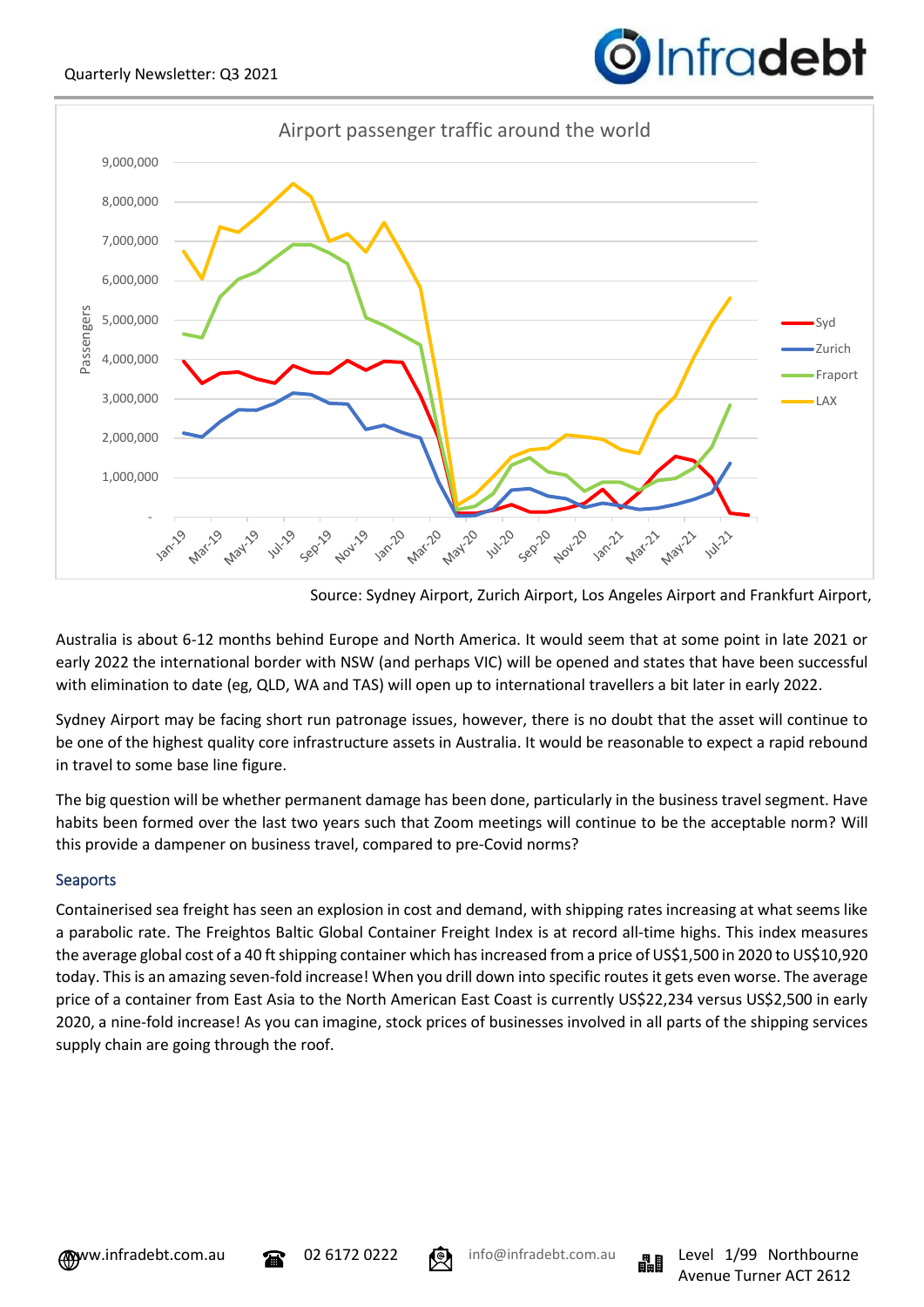Airport passenger traffic around the world

Source: Sydney Airport, Zurich Airport, Los Angeles Airport and Frankfurt Airport,

Australia is about 6-12 months behind Europe and North America. It would seem that at some point in late 2021 or early 2022 the international border with NSW (and perhaps VIC) will be opened and states that have been successful with elimination to date (eg, QLD, WA and TAS) will open up to international travellers a bit later in early 2022.

Sydney Airport may be facing short run patronage issues, however, there is no doubt that the asset will continue to be one of the highest quality core infrastructure assets in Australia. It would be reasonable to expect a rapid rebound in travel to some base line figure.

The big question will be whether permanent damage has been done, particularly in the business travel segment. Have habits been formed over the last two years such that Zoom meetings will continue to be the acceptable norm? Will this provide a dampener on business travel, compared to pre-Covid norms?

## Seaports

Containerised sea freight has seen an explosion in cost and demand, with shipping rates increasing at what seems like a parabolic rate. The Freightos Baltic Global Container Freight Index is at record all-time highs. This index measures the average global cost of a 40 ft shipping container which has increased from a price of US$1,500 in 2020 to US$10,920 today. This is an amazing seven-fold increase! When you drill down into specific routes it gets even worse. The average price of a container from East Asia to the North American East Coast is currently US$22,234 versus US$2,500 in early 2020, a nine-fold increase! As you can imagine, stock prices of businesses involved in all parts of the shipping services supply chain are going through the roof.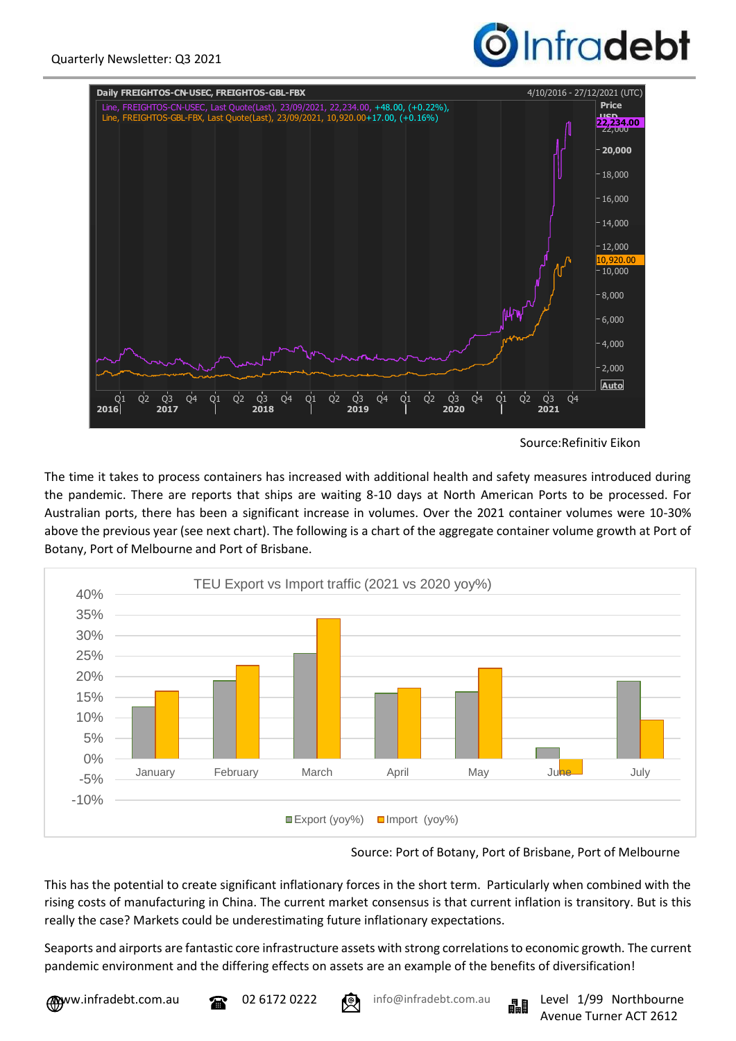Source:Refinitiv Eikon

The time it takes to process containers has increased with additional health and safety measures introduced during the pandemic. There are reports that ships are waiting 8-10 days at North American Ports to be processed. For Australian ports, there has been a significant increase in volumes. Over the 2021 container volumes were 10-30% above the previous year (see next chart). The following is a chart of the aggregate container volume growth at Port of Botany, Port of Melbourne and Port of Brisbane.

Source: Port of Botany, Port of Brisbane, Port of Melbourne

This has the potential to create significant inflationary forces in the short term. Particularly when combined with the rising costs of manufacturing in China. The current market consensus is that current inflation is transitory. But is this really the case? Markets could be underestimating future inflationary expectations.

Seaports and airports are fantastic core infrastructure assets with strong correlations to economic growth. The current pandemic environment and the differing effects on assets are an example of the benefits of diversification!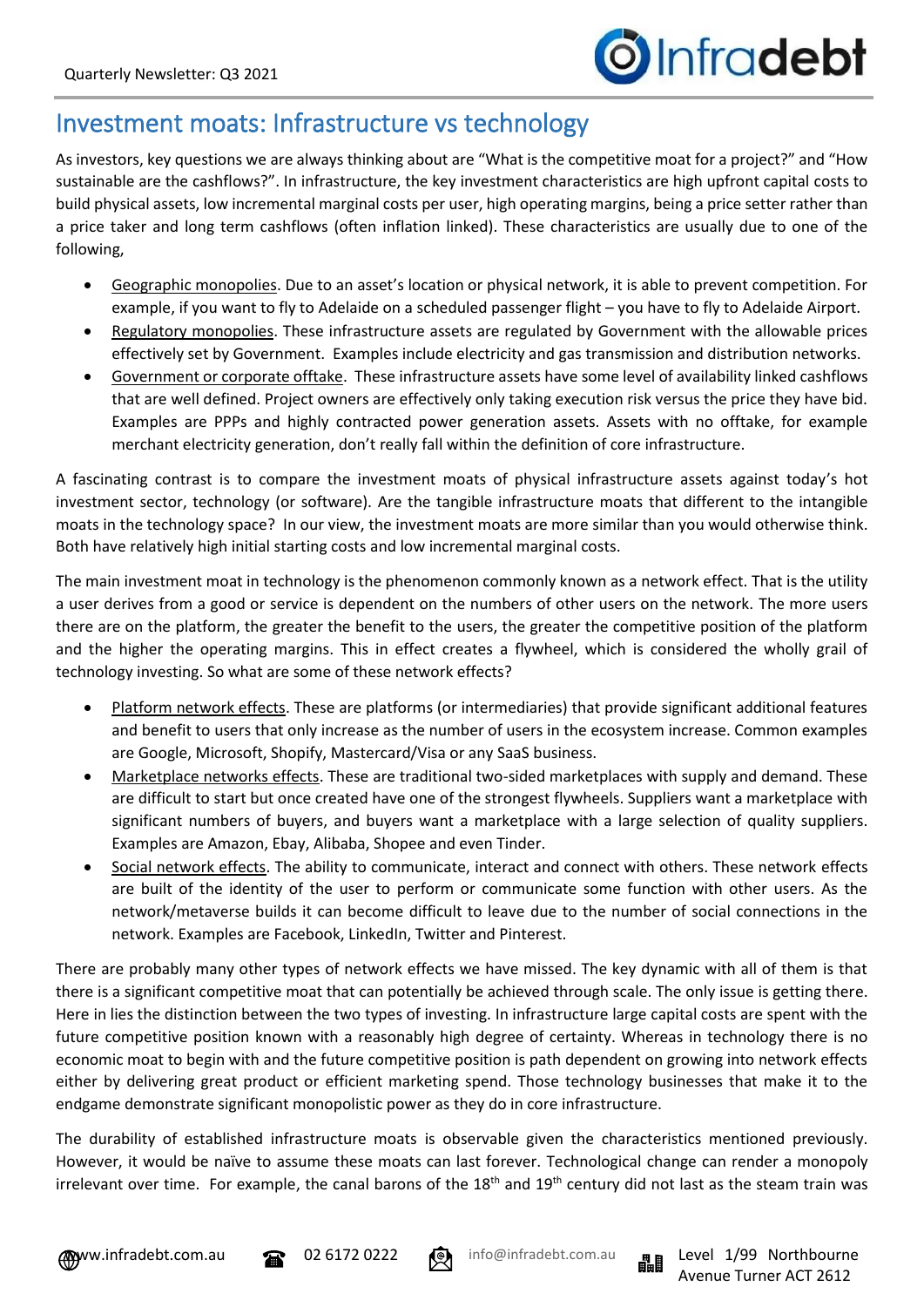# Investment moats: Infrastructure vs technology

As investors, key questions we are always thinking about are "What is the competitive moat for a project?" and "How sustainable are the cashflows?". In infrastructure, the key investment characteristics are high upfront capital costs to build physical assets, low incremental marginal costs per user, high operating margins, being a price setter rather than a price taker and long term cashflows (often inflation linked). These characteristics are usually due to one of the following,

- Geographic monopolies. Due to an asset's location or physical network, it is able to prevent competition. For example, if you want to fly to Adelaide on a scheduled passenger flight – you have to fly to Adelaide Airport.
- Regulatory monopolies. These infrastructure assets are regulated by Government with the allowable prices effectively set by Government. Examples include electricity and gas transmission and distribution networks.
- Government or corporate offtake. These infrastructure assets have some level of availability linked cashflows that are well defined. Project owners are effectively only taking execution risk versus the price they have bid. Examples are PPPs and highly contracted power generation assets. Assets with no offtake, for example merchant electricity generation, don't really fall within the definition of core infrastructure.

A fascinating contrast is to compare the investment moats of physical infrastructure assets against today's hot investment sector, technology (or software). Are the tangible infrastructure moats that different to the intangible moats in the technology space? In our view, the investment moats are more similar than you would otherwise think. Both have relatively high initial starting costs and low incremental marginal costs.

The main investment moat in technology is the phenomenon commonly known as a network effect. That is the utility a user derives from a good or service is dependent on the numbers of other users on the network. The more users there are on the platform, the greater the benefit to the users, the greater the competitive position of the platform and the higher the operating margins. This in effect creates a flywheel, which is considered the wholly grail of technology investing. So what are some of these network effects?

- Platform network effects. These are platforms (or intermediaries) that provide significant additional features and benefit to users that only increase as the number of users in the ecosystem increase. Common examples are Google, Microsoft, Shopify, Mastercard/Visa or any SaaS business.
- Marketplace networks effects. These are traditional two-sided marketplaces with supply and demand. These are difficult to start but once created have one of the strongest flywheels. Suppliers want a marketplace with significant numbers of buyers, and buyers want a marketplace with a large selection of quality suppliers. Examples are Amazon, Ebay, Alibaba, Shopee and even Tinder.
- Social network effects. The ability to communicate, interact and connect with others. These network effects are built of the identity of the user to perform or communicate some function with other users. As the network/metaverse builds it can become difficult to leave due to the number of social connections in the network. Examples are Facebook, LinkedIn, Twitter and Pinterest.

There are probably many other types of network effects we have missed. The key dynamic with all of them is that there is a significant competitive moat that can potentially be achieved through scale. The only issue is getting there. Here in lies the distinction between the two types of investing. In infrastructure large capital costs are spent with the future competitive position known with a reasonably high degree of certainty. Whereas in technology there is no economic moat to begin with and the future competitive position is path dependent on growing into network effects either by delivering great product or efficient marketing spend. Those technology businesses that make it to the endgame demonstrate significant monopolistic power as they do in core infrastructure.

The durability of established infrastructure moats is observable given the characteristics mentioned previously. However, it would be naïve to assume these moats can last forever. Technological change can render a monopoly irrelevant over time. For example, the canal barons of the 18th and 19th century did not last as the steam train was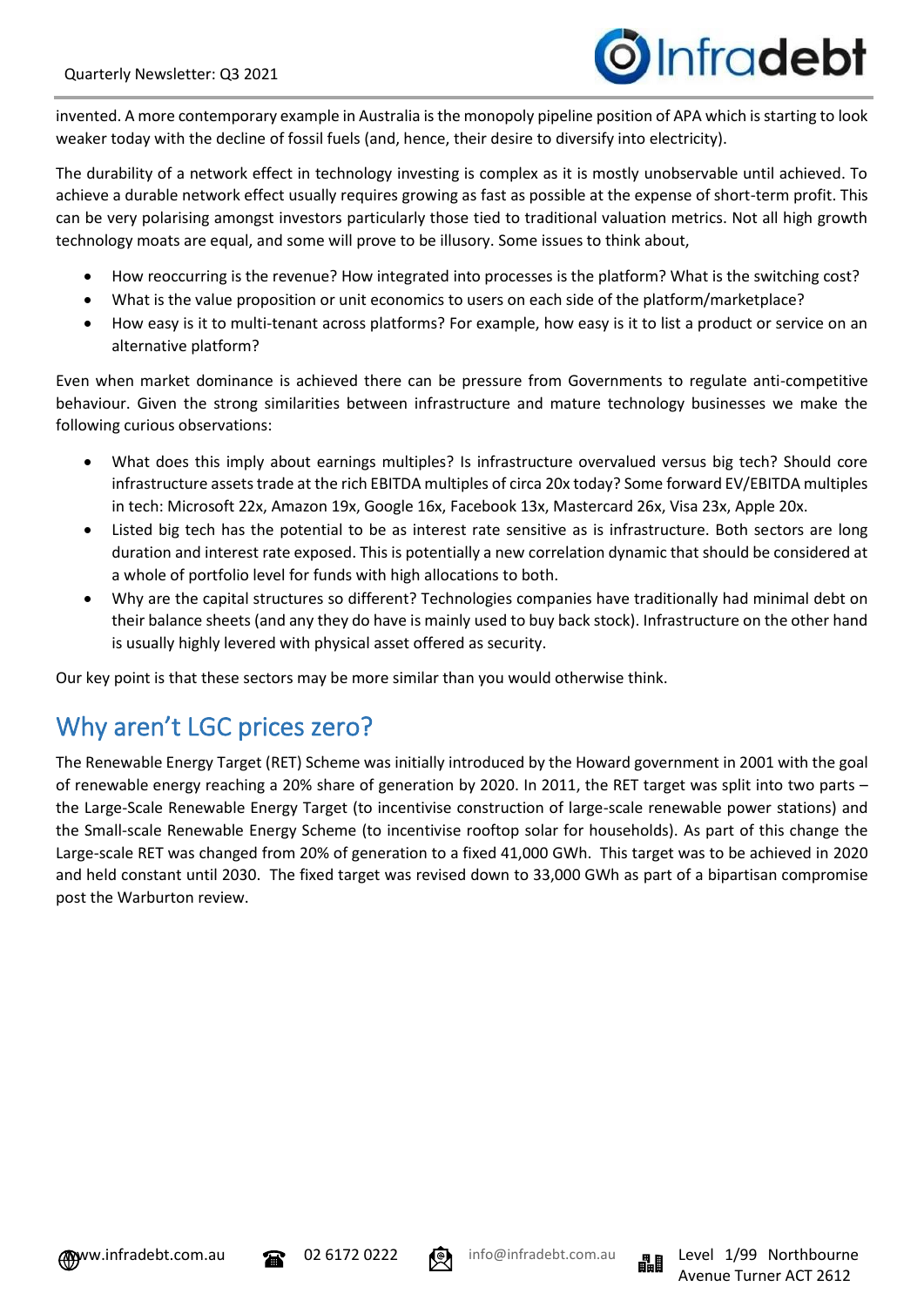invented. A more contemporary example in Australia is the monopoly pipeline position of APA which is starting to look weaker today with the decline of fossil fuels (and, hence, their desire to diversify into electricity).

The durability of a network effect in technology investing is complex as it is mostly unobservable until achieved. To achieve a durable network effect usually requires growing as fast as possible at the expense of short-term profit. This can be very polarising amongst investors particularly those tied to traditional valuation metrics. Not all high growth technology moats are equal, and some will prove to be illusory. Some issues to think about,

- How reoccurring is the revenue? How integrated into processes is the platform? What is the switching cost?
- What is the value proposition or unit economics to users on each side of the platform/marketplace?
- How easy is it to multi-tenant across platforms? For example, how easy is it to list a product or service on an alternative platform?

Even when market dominance is achieved there can be pressure from Governments to regulate anti-competitive behaviour. Given the strong similarities between infrastructure and mature technology businesses we make the following curious observations:

- What does this imply about earnings multiples? Is infrastructure overvalued versus big tech? Should core infrastructure assets trade at the rich EBITDA multiples of circa 20x today? Some forward EV/EBITDA multiples in tech: Microsoft 22x, Amazon 19x, Google 16x, Facebook 13x, Mastercard 26x, Visa 23x, Apple 20x.
- Listed big tech has the potential to be as interest rate sensitive as is infrastructure. Both sectors are long duration and interest rate exposed. This is potentially a new correlation dynamic that should be considered at a whole of portfolio level for funds with high allocations to both.
- Why are the capital structures so different? Technologies companies have traditionally had minimal debt on their balance sheets (and any they do have is mainly used to buy back stock). Infrastructure on the other hand is usually highly levered with physical asset offered as security.

Our key point is that these sectors may be more similar than you would otherwise think.

## Why aren't LGC prices zero?

The Renewable Energy Target (RET) Scheme was initially introduced by the Howard government in 2001 with the goal of renewable energy reaching a 20% share of generation by 2020. In 2011, the RET target was split into two parts – the Large-Scale Renewable Energy Target (to incentivise construction of large-scale renewable power stations) and the Small-scale Renewable Energy Scheme (to incentivise rooftop solar for households). As part of this change the Large-scale RET was changed from 20% of generation to a fixed 41,000 GWh. This target was to be achieved in 2020 and held constant until 2030. The fixed target was revised down to 33,000 GWh as part of a bipartisan compromise post the Warburton review.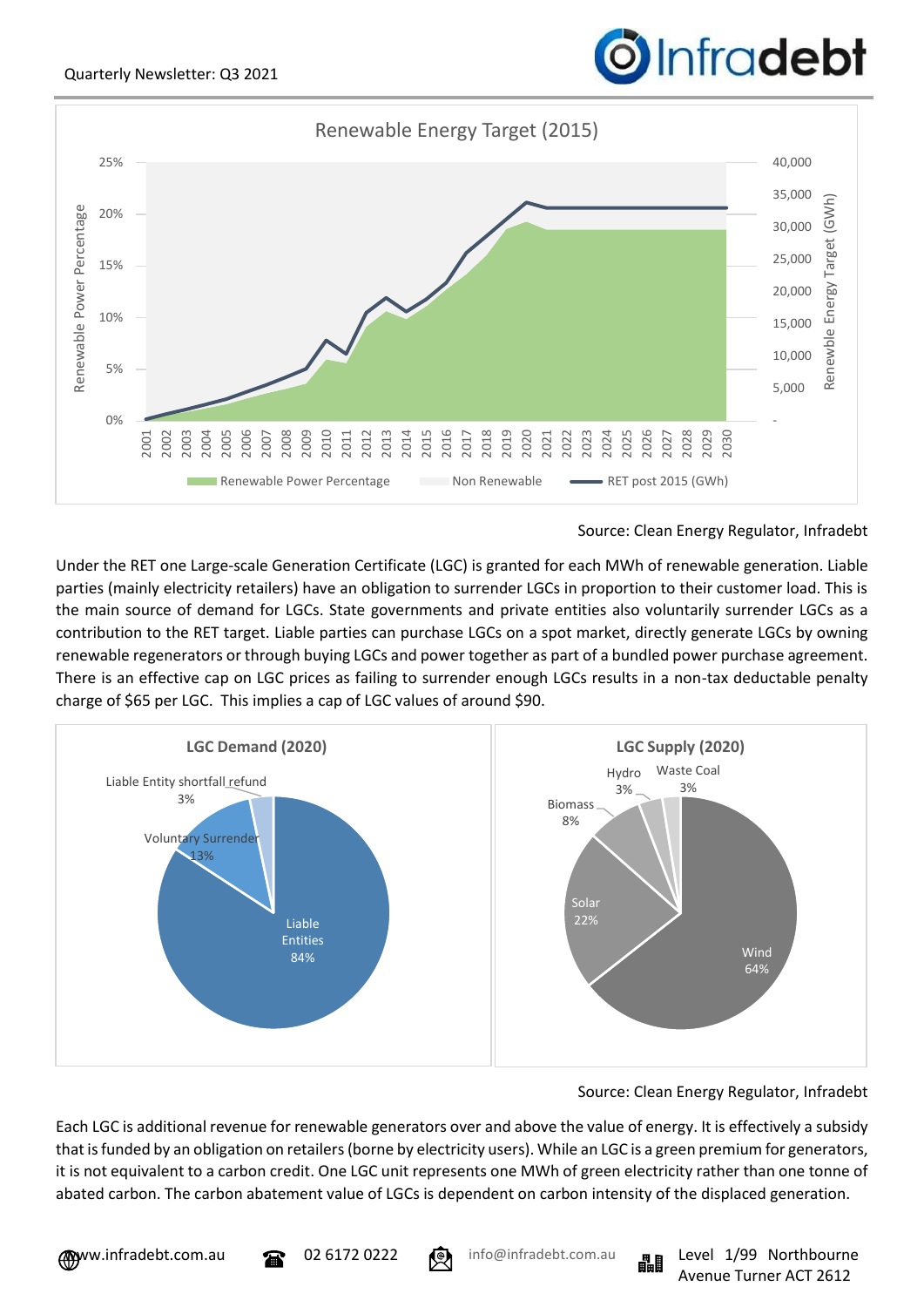Renewable Energy Target (2015)

Source: Clean Energy Regulator, Infradebt

Under the RET one Large-scale Generation Certificate (LGC) is granted for each MWh of renewable generation. Liable parties (mainly electricity retailers) have an obligation to surrender LGCs in proportion to their customer load. This is the main source of demand for LGCs. State governments and private entities also voluntarily surrender LGCs as a contribution to the RET target. Liable parties can purchase LGCs on a spot market, directly generate LGCs by owning renewable regenerators or through buying LGCs and power together as part of a bundled power purchase agreement. There is an effective cap on LGC prices as failing to surrender enough LGCs results in a non-tax deductable penalty charge of $65 per LGC. This implies a cap of LGC values of around $90.

LGC Demand (2020) — Liable Entities 84%, Voluntary Surrender 13%, Liable Entity shortfall refund 3%

LGC Supply (2020) — Wind 64%, Solar 22%, Biomass 8%, Hydro 3%, Waste Coal 3%

Source: Clean Energy Regulator, Infradebt

Each LGC is additional revenue for renewable generators over and above the value of energy. It is effectively a subsidy that is funded by an obligation on retailers (borne by electricity users). While an LGC is a green premium for generators, it is not equivalent to a carbon credit. One LGC unit represents one MWh of green electricity rather than one tonne of abated carbon. The carbon abatement value of LGCs is dependent on carbon intensity of the displaced generation.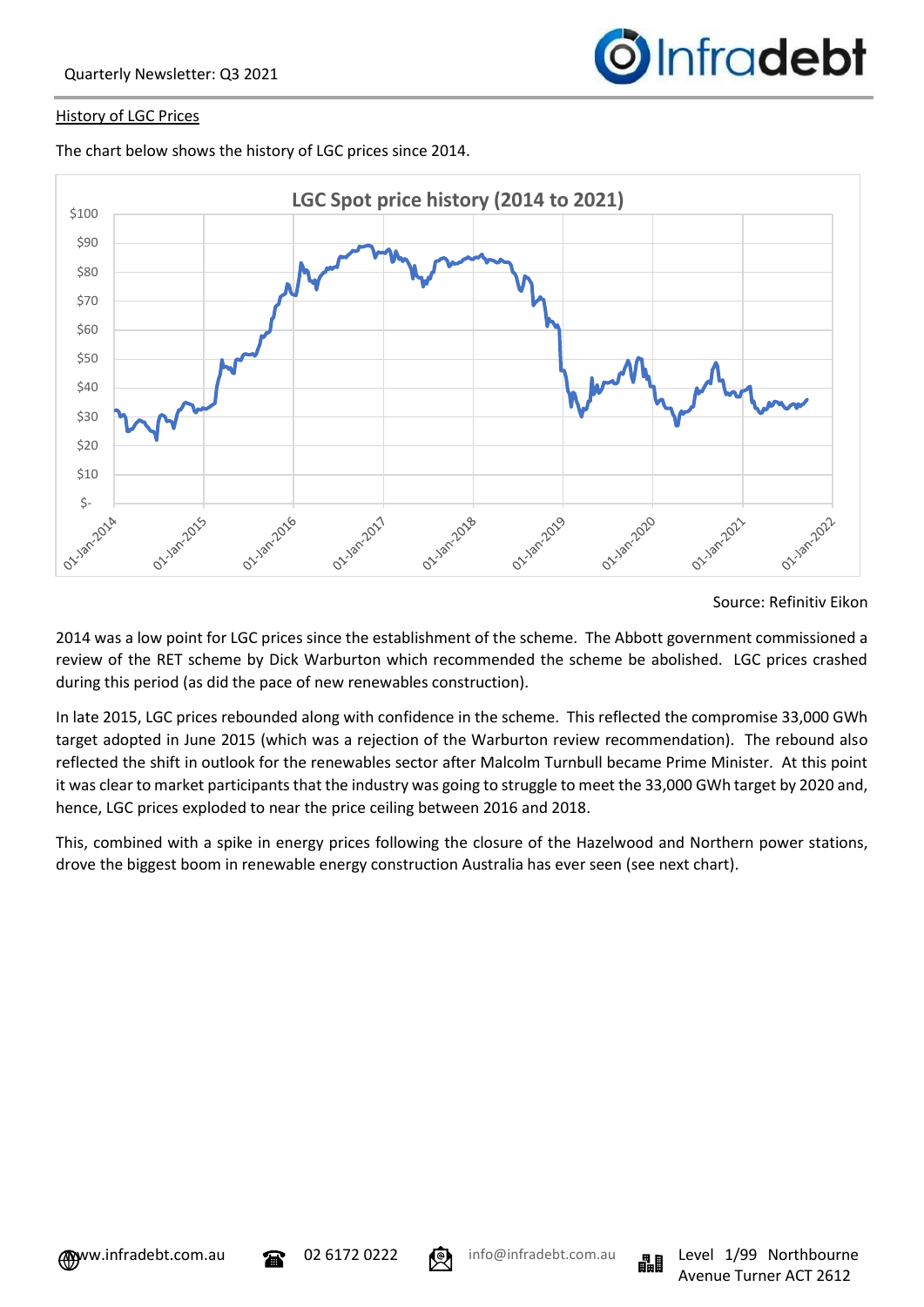History of LGC Prices

The chart below shows the history of LGC prices since 2014.

Source: Refinitiv Eikon

2014 was a low point for LGC prices since the establishment of the scheme. The Abbott government commissioned a review of the RET scheme by Dick Warburton which recommended the scheme be abolished. LGC prices crashed during this period (as did the pace of new renewables construction).

In late 2015, LGC prices rebounded along with confidence in the scheme. This reflected the compromise 33,000 GWh target adopted in June 2015 (which was a rejection of the Warburton review recommendation). The rebound also reflected the shift in outlook for the renewables sector after Malcolm Turnbull became Prime Minister. At this point it was clear to market participants that the industry was going to struggle to meet the 33,000 GWh target by 2020 and, hence, LGC prices exploded to near the price ceiling between 2016 and 2018.

This, combined with a spike in energy prices following the closure of the Hazelwood and Northern power stations, drove the biggest boom in renewable energy construction Australia has ever seen (see next chart).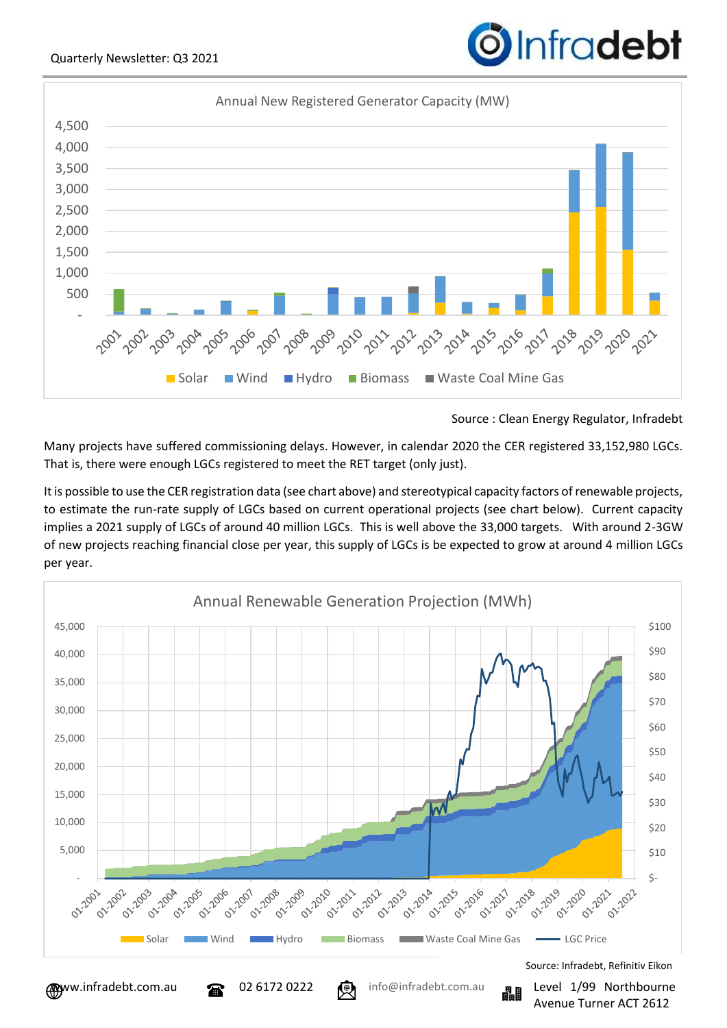Annual New Registered Generator Capacity (MW)

Source : Clean Energy Regulator, Infradebt

Many projects have suffered commissioning delays. However, in calendar 2020 the CER registered 33,152,980 LGCs. That is, there were enough LGCs registered to meet the RET target (only just).

It is possible to use the CER registration data (see chart above) and stereotypical capacity factors of renewable projects, to estimate the run-rate supply of LGCs based on current operational projects (see chart below). Current capacity implies a 2021 supply of LGCs of around 40 million LGCs. This is well above the 33,000 targets. With around 2-3GW of new projects reaching financial close per year, this supply of LGCs is be expected to grow at around 4 million LGCs per year.

Annual Renewable Generation Projection (MWh)

Source: Infradebt, Refinitiv Eikon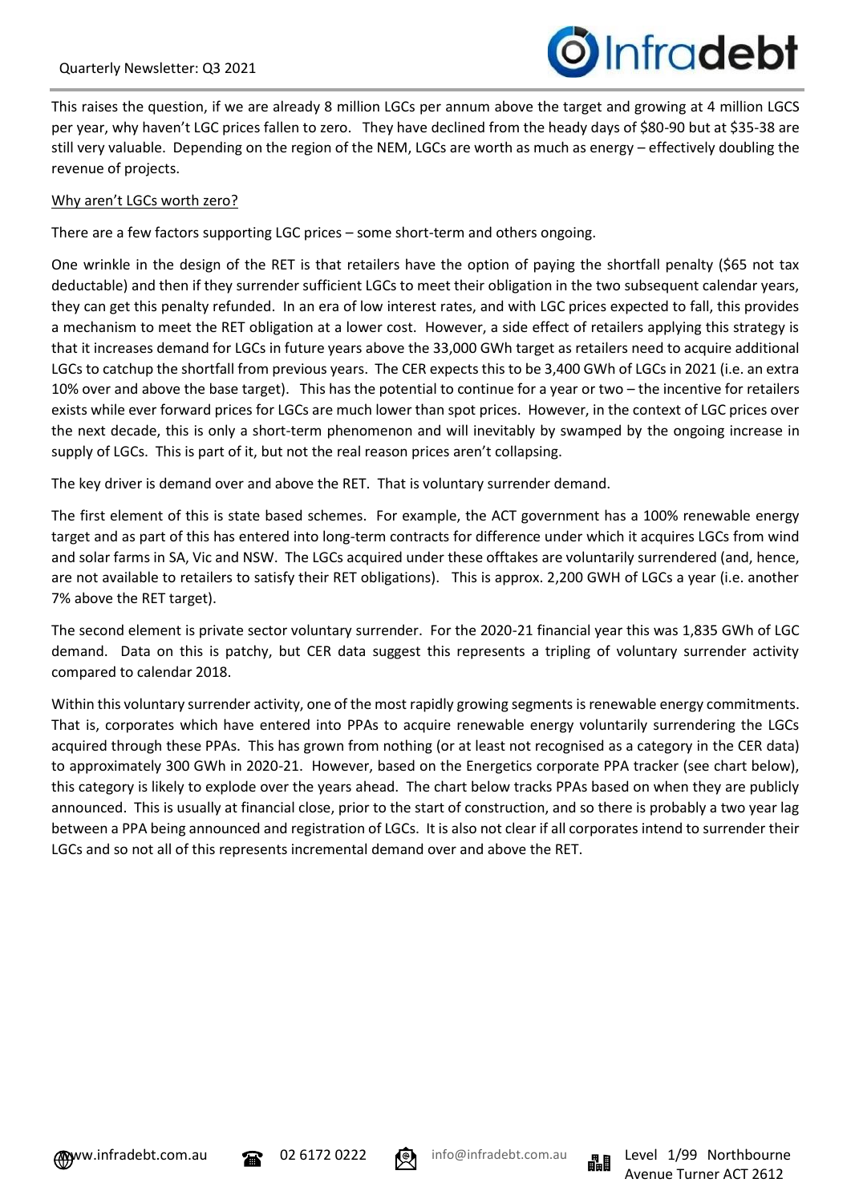This raises the question, if we are already 8 million LGCs per annum above the target and growing at 4 million LGCS per year, why haven't LGC prices fallen to zero. They have declined from the heady days of $80-90 but at $35-38 are still very valuable. Depending on the region of the NEM, LGCs are worth as much as energy – effectively doubling the revenue of projects.

<u>Why aren't LGCs worth zero?</u>

There are a few factors supporting LGC prices – some short-term and others ongoing.

One wrinkle in the design of the RET is that retailers have the option of paying the shortfall penalty ($65 not tax deductable) and then if they surrender sufficient LGCs to meet their obligation in the two subsequent calendar years, they can get this penalty refunded. In an era of low interest rates, and with LGC prices expected to fall, this provides a mechanism to meet the RET obligation at a lower cost. However, a side effect of retailers applying this strategy is that it increases demand for LGCs in future years above the 33,000 GWh target as retailers need to acquire additional LGCs to catchup the shortfall from previous years. The CER expects this to be 3,400 GWh of LGCs in 2021 (i.e. an extra 10% over and above the base target). This has the potential to continue for a year or two – the incentive for retailers exists while ever forward prices for LGCs are much lower than spot prices. However, in the context of LGC prices over the next decade, this is only a short-term phenomenon and will inevitably by swamped by the ongoing increase in supply of LGCs. This is part of it, but not the real reason prices aren't collapsing.

The key driver is demand over and above the RET. That is voluntary surrender demand.

The first element of this is state based schemes. For example, the ACT government has a 100% renewable energy target and as part of this has entered into long-term contracts for difference under which it acquires LGCs from wind and solar farms in SA, Vic and NSW. The LGCs acquired under these offtakes are voluntarily surrendered (and, hence, are not available to retailers to satisfy their RET obligations). This is approx. 2,200 GWH of LGCs a year (i.e. another 7% above the RET target).

The second element is private sector voluntary surrender. For the 2020-21 financial year this was 1,835 GWh of LGC demand. Data on this is patchy, but CER data suggest this represents a tripling of voluntary surrender activity compared to calendar 2018.

Within this voluntary surrender activity, one of the most rapidly growing segments is renewable energy commitments. That is, corporates which have entered into PPAs to acquire renewable energy voluntarily surrendering the LGCs acquired through these PPAs. This has grown from nothing (or at least not recognised as a category in the CER data) to approximately 300 GWh in 2020-21. However, based on the Energetics corporate PPA tracker (see chart below), this category is likely to explode over the years ahead. The chart below tracks PPAs based on when they are publicly announced. This is usually at financial close, prior to the start of construction, and so there is probably a two year lag between a PPA being announced and registration of LGCs. It is also not clear if all corporates intend to surrender their LGCs and so not all of this represents incremental demand over and above the RET.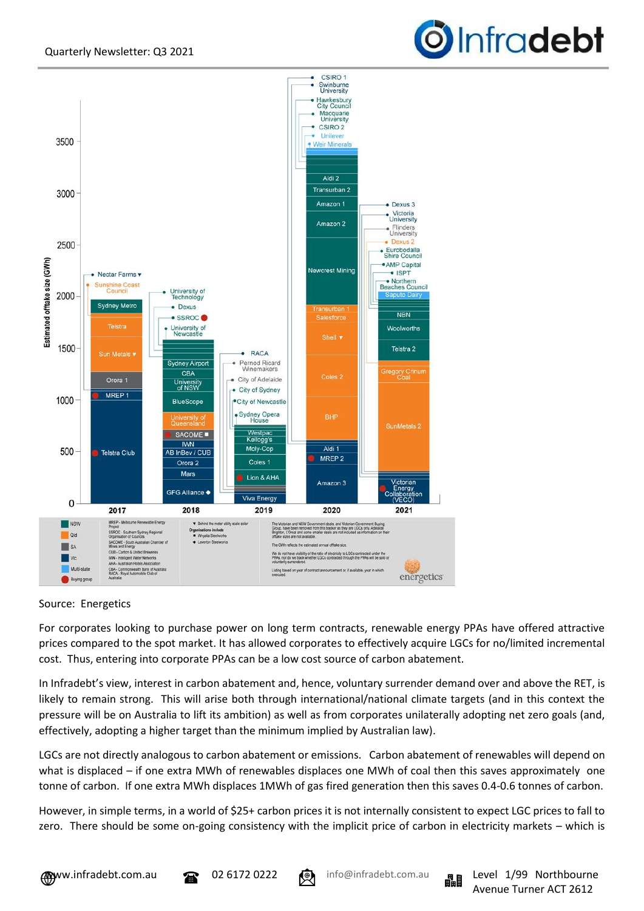Source: Energetics

For corporates looking to purchase power on long term contracts, renewable energy PPAs have offered attractive prices compared to the spot market. It has allowed corporates to effectively acquire LGCs for no/limited incremental cost. Thus, entering into corporate PPAs can be a low cost source of carbon abatement.

In Infradebt's view, interest in carbon abatement and, hence, voluntary surrender demand over and above the RET, is likely to remain strong. This will arise both through international/national climate targets (and in this context the pressure will be on Australia to lift its ambition) as well as from corporates unilaterally adopting net zero goals (and, effectively, adopting a higher target than the minimum implied by Australian law).

LGCs are not directly analogous to carbon abatement or emissions. Carbon abatement of renewables will depend on what is displaced – if one extra MWh of renewables displaces one MWh of coal then this saves approximately one tonne of carbon. If one extra MWh displaces 1MWh of gas fired generation then this saves 0.4-0.6 tonnes of carbon.

However, in simple terms, in a world of $25+ carbon prices it is not internally consistent to expect LGC prices to fall to zero. There should be some on-going consistency with the implicit price of carbon in electricity markets – which is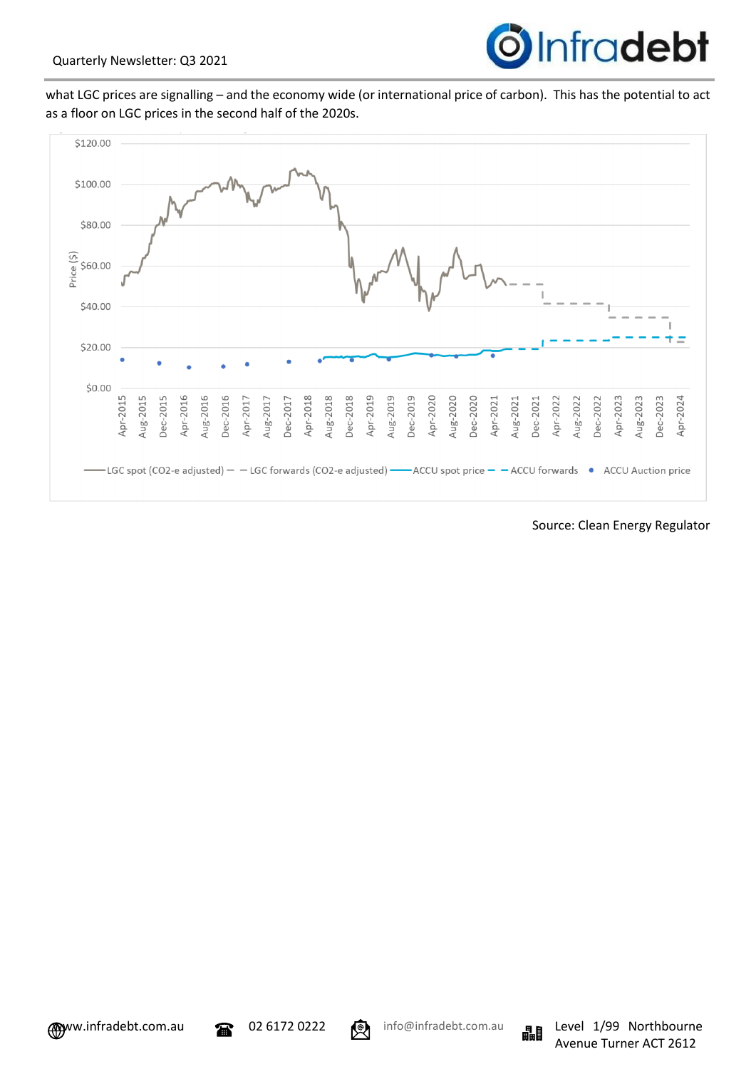what LGC prices are signalling – and the economy wide (or international price of carbon). This has the potential to act as a floor on LGC prices in the second half of the 2020s.

$120.00
$100.00
$80.00
$60.00
$40.00
$20.00
$0.00

Price ($)

Apr-2015, Aug-2015, Dec-2015, Apr-2016, Aug-2016, Dec-2016, Apr-2017, Aug-2017, Dec-2017, Apr-2018, Aug-2018, Dec-2018, Apr-2019, Aug-2019, Dec-2019, Apr-2020, Aug-2020, Dec-2020, Apr-2021, Aug-2021, Dec-2021, Apr-2022, Aug-2022, Dec-2022, Apr-2023, Aug-2023, Dec-2023, Apr-2024

LGC spot (CO2-e adjusted)
LGC forwards (CO2-e adjusted)
ACCU spot price
ACCU forwards
ACCU Auction price

Source: Clean Energy Regulator